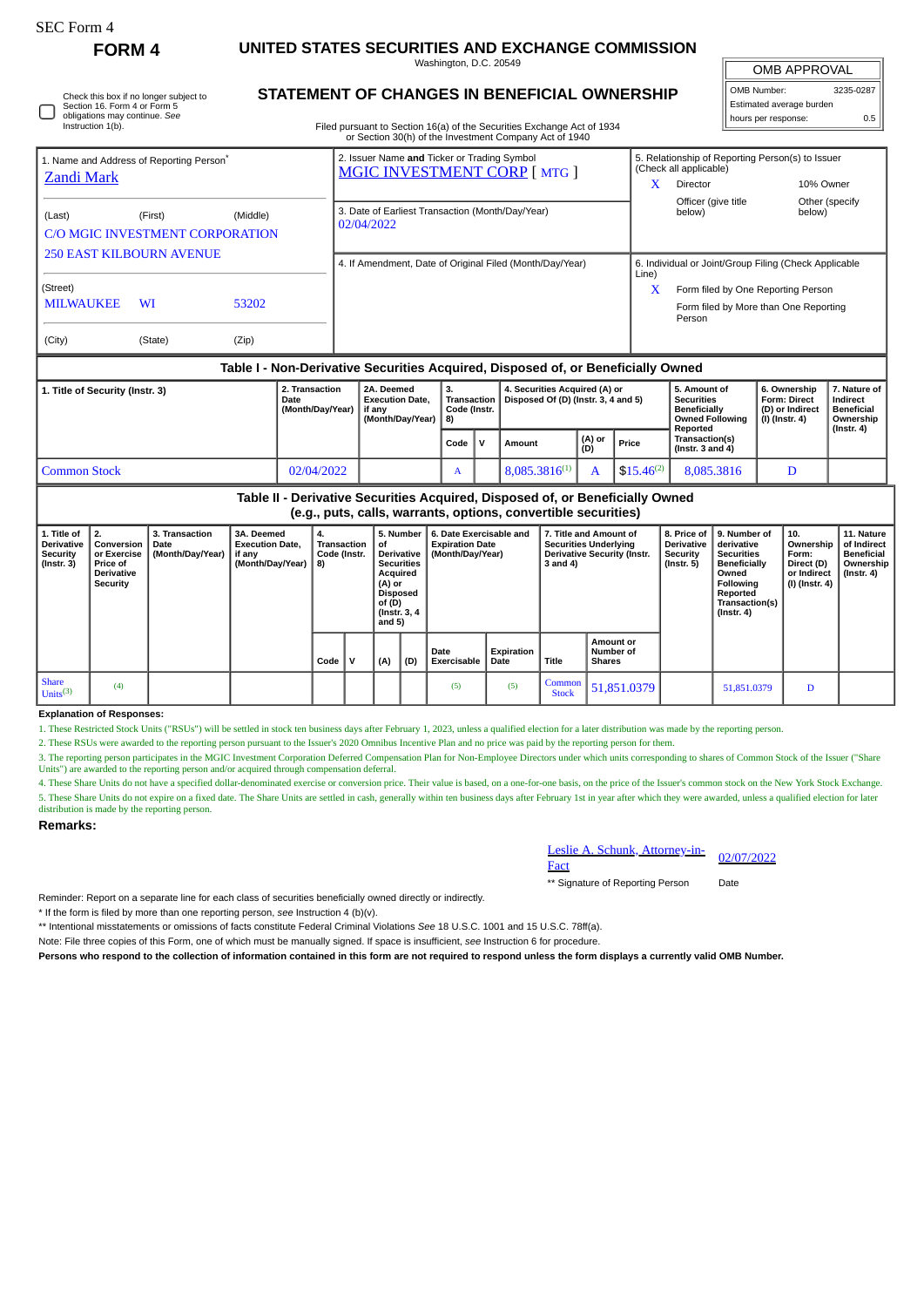SEC Form 4

**FORM 4**

# UNITED STATES SECURITIES AND EXCHANGE COMMISSION

Washington, D.C. 20549

## STATEMENT OF CHANGES IN BENEFICIAL OWNERSHIP

Filed pursuant to Section 16(a) of the Securities Exchange Act of 1934 or Section 30(h) of the Investment Company Act of 1940

| OMB APPROVAL | |
|---|---|
| OMB Number: | 3235-0287 |
| Estimated average burden | |
| hours per response: | 0.5 |

Check this box if no longer subject to Section 16. Form 4 or Form 5 obligations may continue. *See* Instruction 1(b).

1. Name and Address of Reporting Person*
Zandi Mark
(Last) (First) (Middle)
C/O MGIC INVESTMENT CORPORATION
250 EAST KILBOURN AVENUE
(Street)
MILWAUKEE WI 53202
(City) (State) (Zip)

2. Issuer Name **and** Ticker or Trading Symbol
MGIC INVESTMENT CORP [ MTG ]

3. Date of Earliest Transaction (Month/Day/Year)
02/04/2022

4. If Amendment, Date of Original Filed (Month/Day/Year)

5. Relationship of Reporting Person(s) to Issuer (Check all applicable)
X Director
10% Owner
Officer (give title below)
Other (specify below)

6. Individual or Joint/Group Filing (Check Applicable Line)
X Form filed by One Reporting Person
Form filed by More than One Reporting Person

### Table I - Non-Derivative Securities Acquired, Disposed of, or Beneficially Owned

| 1. Title of Security (Instr. 3) | 2. Transaction Date (Month/Day/Year) | 2A. Deemed Execution Date, if any (Month/Day/Year) | 3. Transaction Code (Instr. 8) | | 4. Securities Acquired (A) or Disposed Of (D) (Instr. 3, 4 and 5) | | | 5. Amount of Securities Beneficially Owned Following Reported Transaction(s) (Instr. 3 and 4) | 6. Ownership Form: Direct (D) or Indirect (I) (Instr. 4) | 7. Nature of Indirect Beneficial Ownership (Instr. 4) |
|---|---|---|---|---|---|---|---|---|---|---|
| | | | Code | V | Amount | (A) or (D) | Price | | | |
| Common Stock | 02/04/2022 | | A | | 8,085.3816[1] | A | $15.46[2] | 8,085.3816 | D | |

### Table II - Derivative Securities Acquired, Disposed of, or Beneficially Owned (e.g., puts, calls, warrants, options, convertible securities)

| 1. Title of Derivative Security (Instr. 3) | 2. Conversion or Exercise Price of Derivative Security | 3. Transaction Date (Month/Day/Year) | 3A. Deemed Execution Date, if any (Month/Day/Year) | 4. Transaction Code (Instr. 8) | | 5. Number of Derivative Securities Acquired (A) or Disposed of (D) (Instr. 3, 4 and 5) | | 6. Date Exercisable and Expiration Date (Month/Day/Year) | | 7. Title and Amount of Securities Underlying Derivative Security (Instr. 3 and 4) | | 8. Price of Derivative Security (Instr. 5) | 9. Number of derivative Securities Beneficially Owned Following Reported Transaction(s) (Instr. 4) | 10. Ownership Form: Direct (D) or Indirect (I) (Instr. 4) | 11. Nature of Indirect Beneficial Ownership (Instr. 4) |
|---|---|---|---|---|---|---|---|---|---|---|---|---|---|---|---|
| | | | | Code | V | (A) | (D) | Date Exercisable | Expiration Date | Title | Amount or Number of Shares | | | | |
| Share Units[3] | (4) | | | | | | | (5) | (5) | Common Stock | 51,851.0379 | | 51,851.0379 | D | |

**Explanation of Responses:**

1. These Restricted Stock Units ("RSUs") will be settled in stock ten business days after February 1, 2023, unless a qualified election for a later distribution was made by the reporting person.
2. These RSUs were awarded to the reporting person pursuant to the Issuer's 2020 Omnibus Incentive Plan and no price was paid by the reporting person for them.
3. The reporting person participates in the MGIC Investment Corporation Deferred Compensation Plan for Non-Employee Directors under which units corresponding to shares of Common Stock of the Issuer ("Share Units") are awarded to the reporting person and/or acquired through compensation deferral.
4. These Share Units do not have a specified dollar-denominated exercise or conversion price. Their value is based, on a one-for-one basis, on the price of the Issuer's common stock on the New York Stock Exchange.
5. These Share Units do not expire on a fixed date. The Share Units are settled in cash, generally within ten business days after February 1st in year after which they were awarded, unless a qualified election for later distribution is made by the reporting person.

**Remarks:**

Leslie A. Schunk, Attorney-in-Fact 02/07/2022

** Signature of Reporting Person Date

Reminder: Report on a separate line for each class of securities beneficially owned directly or indirectly.

* If the form is filed by more than one reporting person, *see* Instruction 4 (b)(v).

** Intentional misstatements or omissions of facts constitute Federal Criminal Violations *See* 18 U.S.C. 1001 and 15 U.S.C. 78ff(a).

Note: File three copies of this Form, one of which must be manually signed. If space is insufficient, *see* Instruction 6 for procedure.

**Persons who respond to the collection of information contained in this form are not required to respond unless the form displays a currently valid OMB Number.**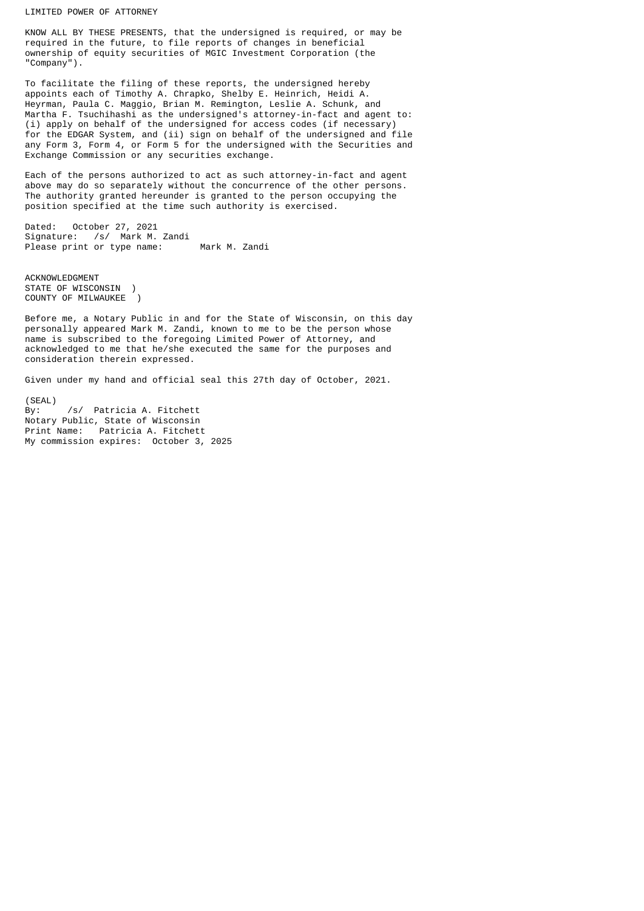# LIMITED POWER OF ATTORNEY

KNOW ALL BY THESE PRESENTS, that the undersigned is required, or may be required in the future, to file reports of changes in beneficial ownership of equity securities of MGIC Investment Corporation (the "Company").

To facilitate the filing of these reports, the undersigned hereby appoints each of Timothy A. Chrapko, Shelby E. Heinrich, Heidi A. Heyrman, Paula C. Maggio, Brian M. Remington, Leslie A. Schunk, and Martha F. Tsuchihashi as the undersigned's attorney-in-fact and agent to: (i) apply on behalf of the undersigned for access codes (if necessary) for the EDGAR System, and (ii) sign on behalf of the undersigned and file any Form 3, Form 4, or Form 5 for the undersigned with the Securities and Exchange Commission or any securities exchange.

Each of the persons authorized to act as such attorney-in-fact and agent above may do so separately without the concurrence of the other persons. The authority granted hereunder is granted to the person occupying the position specified at the time such authority is exercised.

Dated: October 27, 2021
Signature: /s/ Mark M. Zandi
Please print or type name: Mark M. Zandi

## ACKNOWLEDGMENT

STATE OF WISCONSIN )
COUNTY OF MILWAUKEE )

Before me, a Notary Public in and for the State of Wisconsin, on this day personally appeared Mark M. Zandi, known to me to be the person whose name is subscribed to the foregoing Limited Power of Attorney, and acknowledged to me that he/she executed the same for the purposes and consideration therein expressed.

Given under my hand and official seal this 27th day of October, 2021.

(SEAL)
By: /s/ Patricia A. Fitchett
Notary Public, State of Wisconsin
Print Name: Patricia A. Fitchett
My commission expires: October 3, 2025